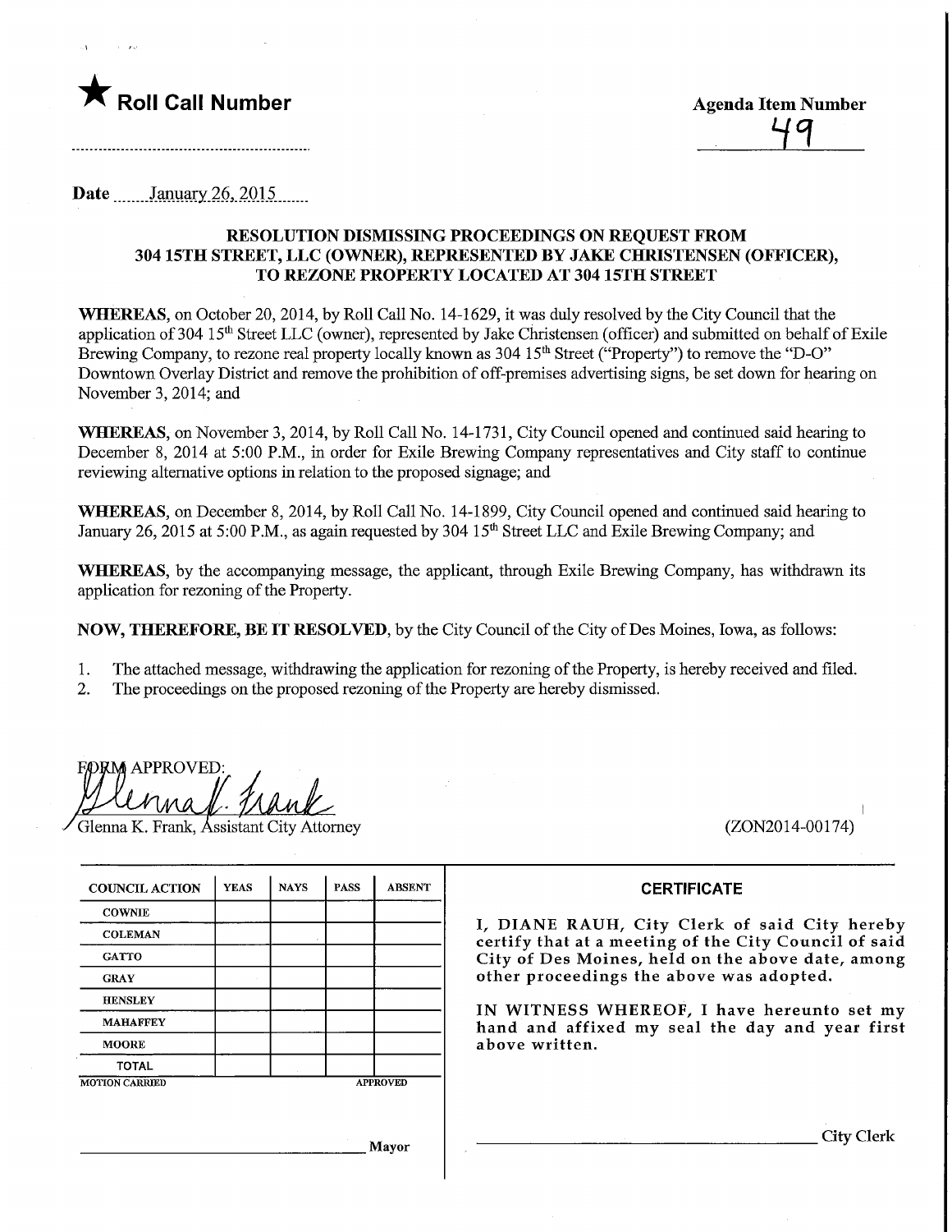★ **Roll Call Number**

**Agenda Item Number**

49

**Date** January 26, 2015

**RESOLUTION DISMISSING PROCEEDINGS ON REQUEST FROM 304 15TH STREET, LLC (OWNER), REPRESENTED BY JAKE CHRISTENSEN (OFFICER), TO REZONE PROPERTY LOCATED AT 304 15TH STREET**

**WHEREAS**, on October 20, 2014, by Roll Call No. 14-1629, it was duly resolved by the City Council that the application of 304 15th Street LLC (owner), represented by Jake Christensen (officer) and submitted on behalf of Exile Brewing Company, to rezone real property locally known as 304 15th Street ("Property") to remove the "D-O" Downtown Overlay District and remove the prohibition of off-premises advertising signs, be set down for hearing on November 3, 2014; and

**WHEREAS**, on November 3, 2014, by Roll Call No. 14-1731, City Council opened and continued said hearing to December 8, 2014 at 5:00 P.M., in order for Exile Brewing Company representatives and City staff to continue reviewing alternative options in relation to the proposed signage; and

**WHEREAS**, on December 8, 2014, by Roll Call No. 14-1899, City Council opened and continued said hearing to January 26, 2015 at 5:00 P.M., as again requested by 304 15th Street LLC and Exile Brewing Company; and

**WHEREAS**, by the accompanying message, the applicant, through Exile Brewing Company, has withdrawn its application for rezoning of the Property.

**NOW, THEREFORE, BE IT RESOLVED**, by the City Council of the City of Des Moines, Iowa, as follows:

1. The attached message, withdrawing the application for rezoning of the Property, is hereby received and filed.
2. The proceedings on the proposed rezoning of the Property are hereby dismissed.

FORM APPROVED:

Glenna K. Frank, Assistant City Attorney

(ZON2014-00174)

| COUNCIL ACTION | YEAS | NAYS | PASS | ABSENT |
|---|---|---|---|---|
| COWNIE | | | | |
| COLEMAN | | | | |
| GATTO | | | | |
| GRAY | | | | |
| HENSLEY | | | | |
| MAHAFFEY | | | | |
| MOORE | | | | |
| TOTAL | | | | |

MOTION CARRIED APPROVED

_______________________ Mayor

**CERTIFICATE**

I, DIANE RAUH, City Clerk of said City hereby certify that at a meeting of the City Council of said City of Des Moines, held on the above date, among other proceedings the above was adopted.

IN WITNESS WHEREOF, I have hereunto set my hand and affixed my seal the day and year first above written.

_______________________ City Clerk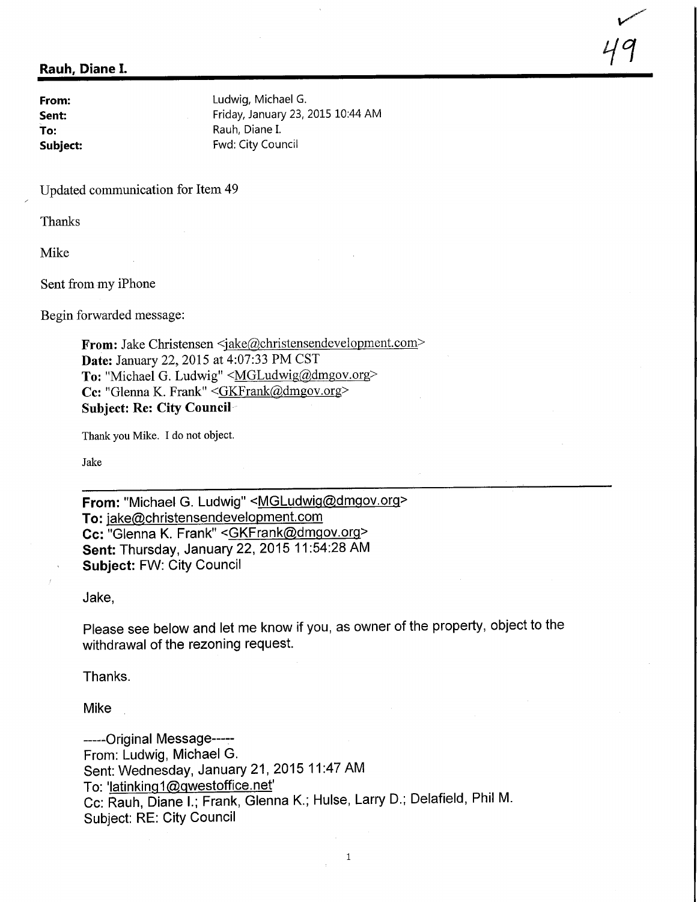✓ 49

## Rauh, Diane I.

**From:** Ludwig, Michael G.
**Sent:** Friday, January 23, 2015 10:44 AM
**To:** Rauh, Diane I.
**Subject:** Fwd: City Council

Updated communication for Item 49

Thanks

Mike

Sent from my iPhone

Begin forwarded message:

> **From:** Jake Christensen <jake@christensendevelopment.com>
> **Date:** January 22, 2015 at 4:07:33 PM CST
> **To:** "Michael G. Ludwig" <MGLudwig@dmgov.org>
> **Cc:** "Glenna K. Frank" <GKFrank@dmgov.org>
> **Subject: Re: City Council**
>
> Thank you Mike. I do not object.
>
> Jake
>
> ---
>
> **From:** "Michael G. Ludwig" <MGLudwig@dmgov.org>
> **To:** jake@christensendevelopment.com
> **Cc:** "Glenna K. Frank" <GKFrank@dmgov.org>
> **Sent:** Thursday, January 22, 2015 11:54:28 AM
> **Subject:** FW: City Council
>
> Jake,
>
> Please see below and let me know if you, as owner of the property, object to the withdrawal of the rezoning request.
>
> Thanks.
>
> Mike
>
> -----Original Message-----
> From: Ludwig, Michael G.
> Sent: Wednesday, January 21, 2015 11:47 AM
> To: 'latinking1@qwestoffice.net'
> Cc: Rauh, Diane I.; Frank, Glenna K.; Hulse, Larry D.; Delafield, Phil M.
> Subject: RE: City Council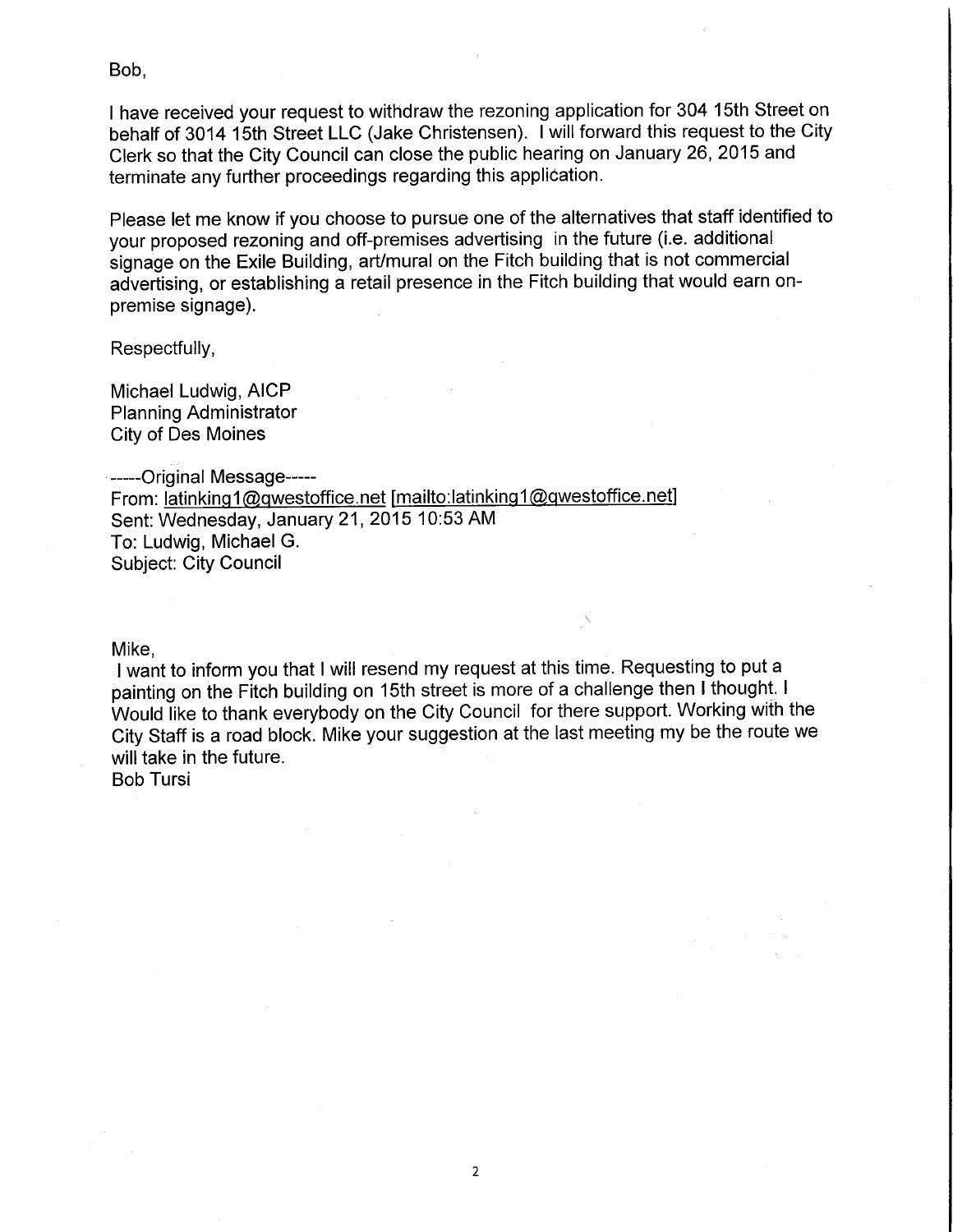Bob,

I have received your request to withdraw the rezoning application for 304 15th Street on behalf of 3014 15th Street LLC (Jake Christensen). I will forward this request to the City Clerk so that the City Council can close the public hearing on January 26, 2015 and terminate any further proceedings regarding this application.

Please let me know if you choose to pursue one of the alternatives that staff identified to your proposed rezoning and off-premises advertising in the future (i.e. additional signage on the Exile Building, art/mural on the Fitch building that is not commercial advertising, or establishing a retail presence in the Fitch building that would earn on-premise signage).

Respectfully,

Michael Ludwig, AICP
Planning Administrator
City of Des Moines

-----Original Message-----
From: latinking1@qwestoffice.net [mailto:latinking1@qwestoffice.net]
Sent: Wednesday, January 21, 2015 10:53 AM
To: Ludwig, Michael G.
Subject: City Council

Mike,
I want to inform you that I will resend my request at this time. Requesting to put a painting on the Fitch building on 15th street is more of a challenge then I thought. I Would like to thank everybody on the City Council for there support. Working with the City Staff is a road block. Mike your suggestion at the last meeting my be the route we will take in the future.
Bob Tursi